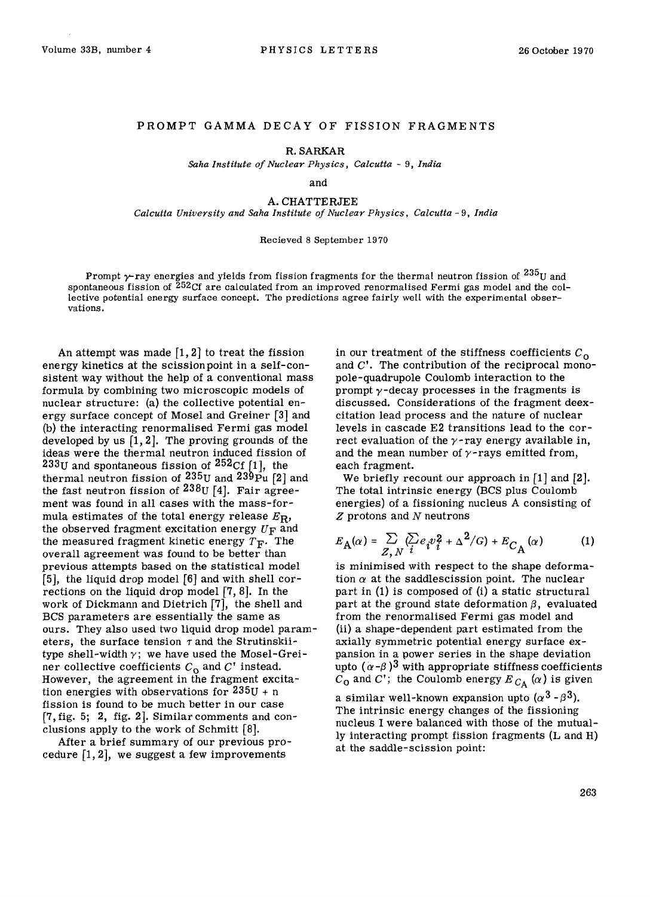# PROMPT GAMMA DECAY OF FISSION FRAGMENTS

R. SARKAR

*Saha Institute of Nuclear Physics, Calcutta - 9, India*

and

A. CHATTERJEE

*Calcutta University and Saha Institute of Nuclear Physics, Calcutta - 9, India*

Recieved 8 September 1970

Prompt $\gamma$-ray energies and yields from fission fragments for the thermal neutron fission of $^{235}U$ and spontaneous fission of $^{252}Cf$ are calculated from an improved renormalised Fermi gas model and the collective potential energy surface concept. The predictions agree fairly well with the experimental observations.

An attempt was made [1, 2] to treat the fission energy kinetics at the scissionpoint in a self-consistent way without the help of a conventional mass formula by combining two microscopic models of nuclear structure: (a) the collective potential energy surface concept of Mosel and Greiner [3] and (b) the interacting renormalised Fermi gas model developed by us [1, 2]. The proving grounds of the ideas were the thermal neutron induced fission of $^{233}U$ and spontaneous fission of $^{252}Cf$ [1], the thermal neutron fission of $^{235}U$ and $^{239}Pu$ [2] and the fast neutron fission of $^{238}U$ [4]. Fair agreement was found in all cases with the mass-formula estimates of the total energy release $E_R$, the observed fragment excitation energy $U_F$ and the measured fragment kinetic energy $T_F$. The overall agreement was found to be better than previous attempts based on the statistical model [5], the liquid drop model [6] and with shell corrections on the liquid drop model [7, 8]. In the work of Dickmann and Dietrich [7], the shell and BCS parameters are essentially the same as ours. They also used two liquid drop model parameters, the surface tension $\tau$ and the Strutinskii-type shell-width $\gamma$; we have used the Mosel-Greiner collective coefficients $C_0$ and $C'$ instead. However, the agreement in the fragment excitation energies with observations for $^{235}U$ + n fission is found to be much better in our case [7, fig. 5; 2, fig. 2]. Similar comments and conclusions apply to the work of Schmitt [8].

After a brief summary of our previous procedure [1, 2], we suggest a few improvements in our treatment of the stiffness coefficients $C_0$ and $C'$. The contribution of the reciprocal monopole-quadrupole Coulomb interaction to the prompt $\gamma$-decay processes in the fragments is discussed. Considerations of the fragment deexcitation lead process and the nature of nuclear levels in cascade E2 transitions lead to the correct evaluation of the $\gamma$-ray energy available in, and the mean number of $\gamma$-rays emitted from, each fragment.

We briefly recount our approach in [1] and [2]. The total intrinsic energy (BCS plus Coulomb energies) of a fissioning nucleus A consisting of Z protons and N neutrons

$$E_A(\alpha) = \sum_{Z,N} (\sum_i e_i v_i^2 + \Delta^2/G) + E_{C_A}(\alpha) \tag{1}$$

is minimised with respect to the shape deformation $\alpha$ at the saddlescission point. The nuclear part in (1) is composed of (i) a static structural part at the ground state deformation $\beta$, evaluated from the renormalised Fermi gas model and (ii) a shape-dependent part estimated from the axially symmetric potential energy surface expansion in a power series in the shape deviation upto $(\alpha - \beta)^3$ with appropriate stiffness coefficients $C_0$ and $C'$; the Coulomb energy $E_{C_A}(\alpha)$ is given a similar well-known expansion upto $(\alpha^3 - \beta^3)$. The intrinsic energy changes of the fissioning nucleus I were balanced with those of the mutually interacting prompt fission fragments (L and H) at the saddle-scission point: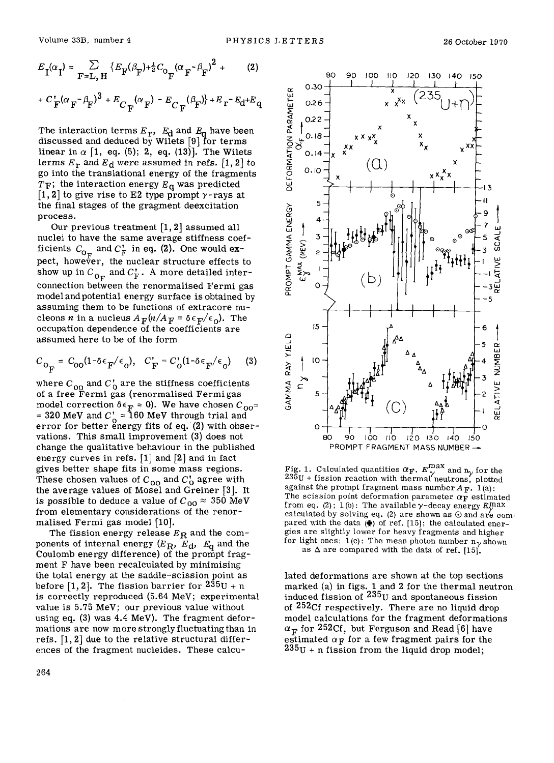$$E_I(\alpha_I) = \sum_{F=L,H} \{E_F(\beta_F) + \tfrac{1}{2}C_{0_F}(\alpha_F - \beta_F)^2 + \qquad (2)$$

$$+ C'_F(\alpha_F - \beta_F)^3 + E_{C_F}(\alpha_F) - E_{C_F}(\beta_F)\} + E_r - E_d + E_q$$

The interaction terms $E_r$, $E_d$ and $E_q$ have been discussed and deduced by Wilets [9] for terms linear in $\alpha$ [1, eq. (5); 2, eq. (13)]. The Wilets terms $E_r$ and $E_d$ were assumed in refs. [1,2] to go into the translational energy of the fragments $T_F$; the interaction energy $E_q$ was predicted [1,2] to give rise to E2 type prompt $\gamma$-rays at the final stages of the gragment deexcitation process.

Our previous treatment [1,2] assumed all nuclei to have the same average stiffness coefficients $C_{0_F}$ and $C'_F$ in eq. (2). One would expect, however, the nuclear structure effects to show up in $C_{0_F}$ and $C'_F$. A more detailed interconnection between the renormalised Fermi gas model and potential energy surface is obtained by assuming them to be functions of extracore nucleons $n$ in a nucleus $A_F(n/A_F \equiv \delta\epsilon_F/\epsilon_0)$. The occupation dependence of the coefficients are assumed here to be of the form

$$C_{0_F} = C_{00}(1 - \delta\epsilon_F/\epsilon_0), \quad C'_F = C'_0(1 - \delta\epsilon_F/\epsilon_0) \qquad (3)$$

where $C_{00}$ and $C'_0$ are the stiffness coefficients of a free Fermi gas (renormalised Fermi gas model correction $\delta\epsilon_F = 0$). We have chosen $C_{00} = 320$ MeV and $C'_0 = 160$ MeV through trial and error for better energy fits of eq. (2) with observations. This small improvement (3) does not change the qualitative behaviour in the published energy curves in refs. [1] and [2] and in fact gives better shape fits in some mass regions. These chosen values of $C_{00}$ and $C'_0$ agree with the average values of Mosel and Greiner [3]. It is possible to deduce a value of $C_{00} \approx 350$ MeV from elementary considerations of the renormalised Fermi gas model [10].

The fission energy release $E_R$ and the components of internal energy ($E_R$, $E_d$, $E_q$ and the Coulomb energy difference) of the prompt fragment F have been recalculated by minimising the total energy at the saddle-scission point as before [1,2]. The fission barrier for $^{235}U + n$ is correctly reproduced (5.64 MeV; experimental value is 5.75 MeV; our previous value without using eq. (3) was 4.4 MeV). The fragment deformations are now more strongly fluctuating than in refs. [1,2] due to the relative structural differences of the fragment nucleides. These calculated deformations are shown at the top sections marked (a) in figs. 1 and 2 for the thermal neutron induced fission of $^{235}U$ and spontaneous fission of $^{252}Cf$ respectively. There are no liquid drop model calculations for the fragment deformations $\alpha_F$ for $^{252}Cf$, but Ferguson and Read [6] have estimated $\alpha_F$ for a few fragment pairs for the $^{235}U + n$ fission from the liquid drop model;

Fig. 1. Calculated quantities $\alpha_F$, $E_\gamma^{max}$ and $n_\gamma$ for the $^{235}U$ + fission reaction with thermal neutrons, plotted against the prompt fragment mass number $A_F$. 1(a): The scission point deformation parameter $\alpha_F$ estimated from eq. (2); 1(b): The available $\gamma$-decay energy $E_\gamma^{max}$ calculated by solving eq. (2) are shown as ⊙ and are compared with the data (♦) of ref. [15]; the calculated energies are slightly lower for heavy fragments and higher for light ones; 1(c): The mean photon number $n_\gamma$ shown as Δ are compared with the data of ref. [15].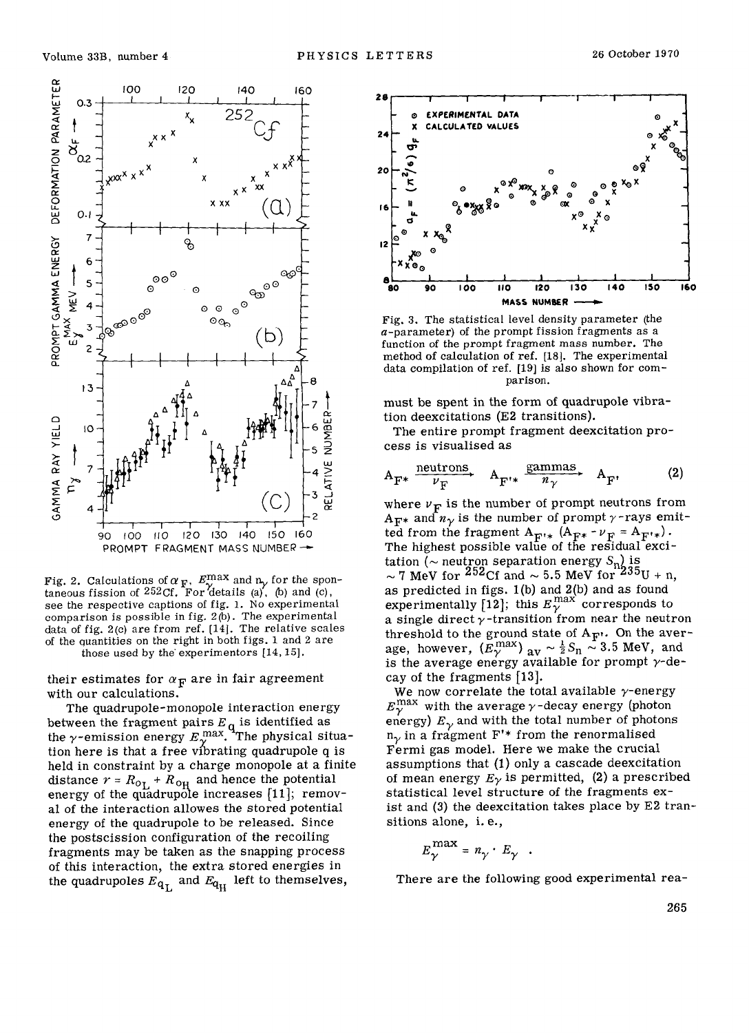Fig. 2. Calculations of $\alpha_F$, $E_\gamma^{max}$ and $n_\gamma$ for the spontaneous fission of $^{252}$Cf. For details (a), (b) and (c), see the respective captions of fig. 1. No experimental comparison is possible in fig. 2(b). The experimental data of fig. 2(c) are from ref. [14]. The relative scales of the quantities on the right in both figs. 1 and 2 are those used by the experimentors [14, 15].

their estimates for $\alpha_F$ are in fair agreement with our calculations.

The quadrupole-monopole interaction energy between the fragment pairs $E_q$ is identified as the $\gamma$-emission energy $E_\gamma^{max}$. The physical situation here is that a free vibrating quadrupole q is held in constraint by a charge monopole at a finite distance $r = R_{0_L} + R_{0_H}$ and hence the potential energy of the quadrupole increases [11]; removal of the interaction allowes the stored potential energy of the quadrupole to be released. Since the postscission configuration of the recoiling fragments may be taken as the snapping process of this interaction, the extra stored energies in the quadrupoles $E_{q_L}$ and $E_{q_H}$ left to themselves, must be spent in the form of quadrupole vibration deexcitations (E2 transitions).

Fig. 3. The statistical level density parameter (the $a$-parameter) of the prompt fission fragments as a function of the prompt fragment mass number. The method of calculation of ref. [18]. The experimental data compilation of ref. [19] is also shown for comparison.

The entire prompt fragment deexcitation process is visualised as

$$A_{F^*} \xrightarrow[\nu_F]{\text{neutrons}} A_{F'^*} \xrightarrow[n_\gamma]{\text{gammas}} A_{F'} \tag{2}$$

where $\nu_F$ is the number of prompt neutrons from $A_{F^*}$ and $n_\gamma$ is the number of prompt $\gamma$-rays emitted from the fragment $A_{F'^*}$ ($A_{F^*} - \nu_F = A_{F'^*}$). The highest possible value of the residual excitation (~ neutron separation energy $S_n$) is ~ 7 MeV for $^{252}$Cf and ~ 5.5 MeV for $^{235}$U + n, as predicted in figs. 1(b) and 2(b) and as found experimentally [12]; this $E_\gamma^{max}$ corresponds to a single direct $\gamma$-transition from near the neutron threshold to the ground state of $A_{F'}$. On the average, however, $(E_\gamma^{max})_{av} \sim \frac{1}{2} S_n \sim 3.5$ MeV, and is the average energy available for prompt $\gamma$-decay of the fragments [13].

We now correlate the total available $\gamma$-energy $E_\gamma^{max}$ with the average $\gamma$-decay energy (photon energy) $E_\gamma$ and with the total number of photons $n_\gamma$ in a fragment F'* from the renormalised Fermi gas model. Here we make the crucial assumptions that (1) only a cascade deexcitation of mean energy $E_\gamma$ is permitted, (2) a prescribed statistical level structure of the fragments exist and (3) the deexcitation takes place by E2 transitions alone, i. e.,

$$E_\gamma^{max} = n_\gamma \cdot E_\gamma \ .$$

There are the following good experimental rea-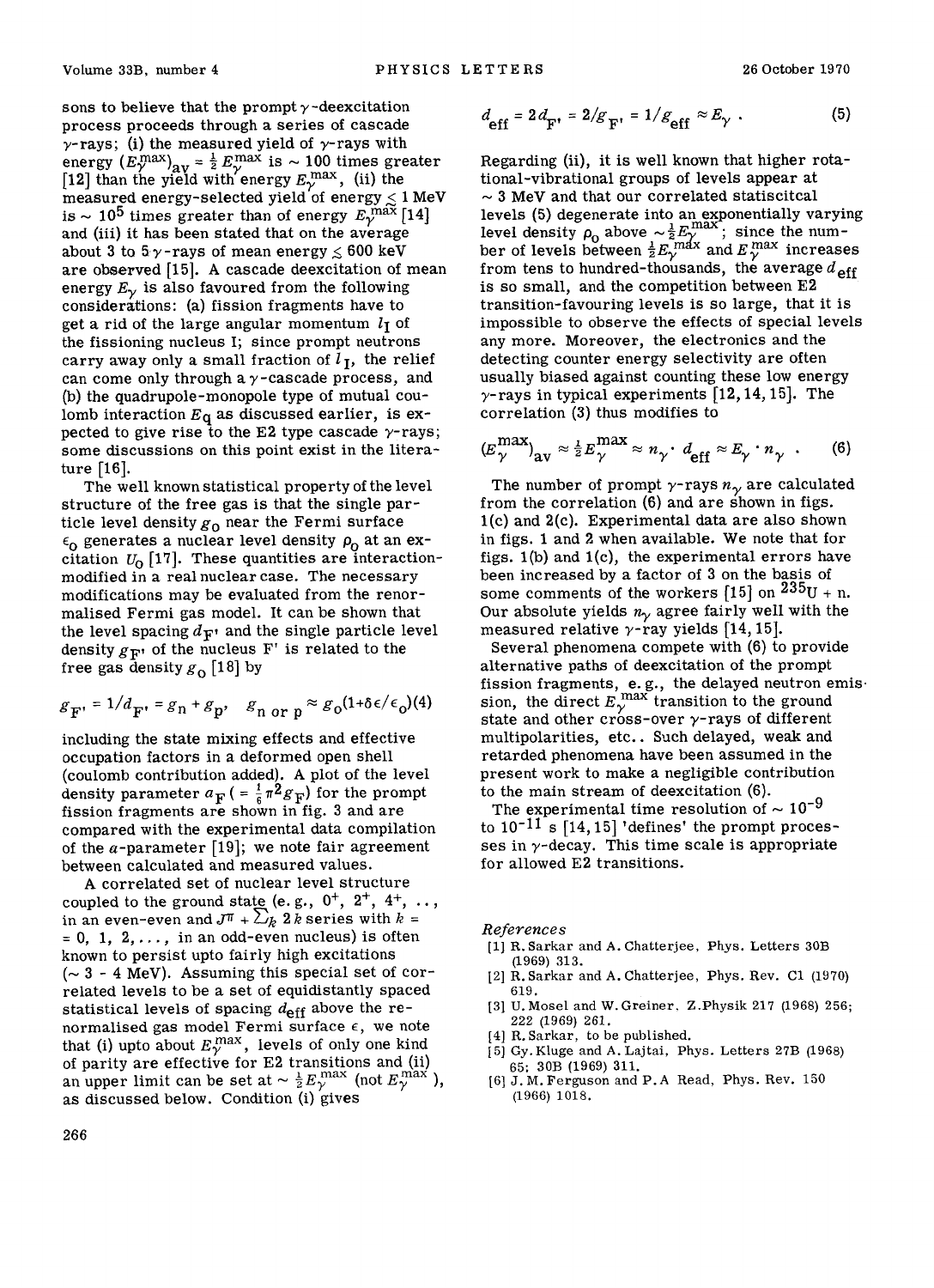sons to believe that the prompt $\gamma$-deexcitation process proceeds through a series of cascade $\gamma$-rays; (i) the measured yield of $\gamma$-rays with energy $(E_\gamma^{max})_{av} = \frac{1}{2} E_\gamma^{max}$ is ~ 100 times greater [12] than the yield with energy $E_\gamma^{max}$, (ii) the measured energy-selected yield of energy $\lesssim$ 1 MeV is ~ $10^5$ times greater than of energy $E_\gamma^{max}$ [14] and (iii) it has been stated that on the average about 3 to 5 $\gamma$-rays of mean energy $\lesssim$ 600 keV are observed [15]. A cascade deexcitation of mean energy $E_\gamma$ is also favoured from the following considerations: (a) fission fragments have to get a rid of the large angular momentum $l_I$ of the fissioning nucleus I; since prompt neutrons carry away only a small fraction of $l_I$, the relief can come only through a $\gamma$-cascade process, and (b) the quadrupole-monopole type of mutual coulomb interaction $E_q$ as discussed earlier, is expected to give rise to the E2 type cascade $\gamma$-rays; some discussions on this point exist in the literature [16].

The well known statistical property of the level structure of the free gas is that the single particle level density $g_0$ near the Fermi surface $\epsilon_0$ generates a nuclear level density $\rho_0$ at an excitation $U_0$ [17]. These quantities are interaction-modified in a real nuclear case. The necessary modifications may be evaluated from the renormalised Fermi gas model. It can be shown that the level spacing $d_{F'}$ and the single particle level density $g_{F'}$ of the nucleus F' is related to the free gas density $g_0$ [18] by

$$g_{F'} = 1/d_{F'} = g_n + g_p, \quad g_{n \text{ or } p} \approx g_0(1+\delta\epsilon/\epsilon_0) \tag{4}$$

including the state mixing effects and effective occupation factors in a deformed open shell (coulomb contribution added). A plot of the level density parameter $a_F$ ( $= \frac{1}{6}\pi^2 g_F$) for the prompt fission fragments are shown in fig. 3 and are compared with the experimental data compilation of the $a$-parameter [19]; we note fair agreement between calculated and measured values.

A correlated set of nuclear level structure coupled to the ground state (e.g., $0^+$, $2^+$, $4^+$, ..., in an even-even and $J^\pi + \sum_k 2k$ series with $k$ = = 0, 1, 2, ..., in an odd-even nucleus) is often known to persist upto fairly high excitations (~ 3 - 4 MeV). Assuming this special set of correlated levels to be a set of equidistantly spaced statistical levels of spacing $d_{eff}$ above the renormalised gas model Fermi surface $\epsilon$, we note that (i) upto about $E_\gamma^{max}$, levels of only one kind of parity are effective for E2 transitions and (ii) an upper limit can be set at ~ $\frac{1}{2}E_\gamma^{max}$ (not $E_\gamma^{max}$ ), as discussed below. Condition (i) gives

$$d_{eff} = 2d_{F'} = 2/g_{F'} = 1/g_{eff} \approx E_\gamma \, . \tag{5}$$

Regarding (ii), it is well known that higher rotational-vibrational groups of levels appear at ~ 3 MeV and that our correlated statiscitcal levels (5) degenerate into an exponentially varying level density $\rho_0$ above ~ $\frac{1}{2}E_\gamma^{max}$; since the number of levels between $\frac{1}{2}E_\gamma^{max}$ and $E_\gamma^{max}$ increases from tens to hundred-thousands, the average $d_{eff}$ is so small, and the competition between E2 transition-favouring levels is so large, that it is impossible to observe the effects of special levels any more. Moreover, the electronics and the detecting counter energy selectivity are often usually biased against counting these low energy $\gamma$-rays in typical experiments [12, 14, 15]. The correlation (3) thus modifies to

$$(E_\gamma^{max})_{av} \approx \tfrac{1}{2}E_\gamma^{max} \approx n_\gamma \cdot d_{eff} \approx E_\gamma \cdot n_\gamma \, . \tag{6}$$

The number of prompt $\gamma$-rays $n_\gamma$ are calculated from the correlation (6) and are shown in figs. 1(c) and 2(c). Experimental data are also shown in figs. 1 and 2 when available. We note that for figs. 1(b) and 1(c), the experimental errors have been increased by a factor of 3 on the basis of some comments of the workers [15] on $^{235}U$ + n. Our absolute yields $n_\gamma$ agree fairly well with the measured relative $\gamma$-ray yields [14, 15].

Several phenomena compete with (6) to provide alternative paths of deexcitation of the prompt fission fragments, e.g., the delayed neutron emission, the direct $E_\gamma^{max}$ transition to the ground state and other cross-over $\gamma$-rays of different multipolarities, etc.. Such delayed, weak and retarded phenomena have been assumed in the present work to make a negligible contribution to the main stream of deexcitation (6).

The experimental time resolution of ~ $10^{-9}$ to $10^{-11}$ s [14, 15] 'defines' the prompt processes in $\gamma$-decay. This time scale is appropriate for allowed E2 transitions.

*References*

[1] R. Sarkar and A. Chatterjee, Phys. Letters 30B (1969) 313.
[2] R. Sarkar and A. Chatterjee, Phys. Rev. C1 (1970) 619.
[3] U. Mosel and W. Greiner, Z. Physik 217 (1968) 256; 222 (1969) 261.
[4] R. Sarkar, to be published.
[5] Gy. Kluge and A. Lajtai, Phys. Letters 27B (1968) 65; 30B (1969) 311.
[6] J. M. Ferguson and P. A Read, Phys. Rev. 150 (1966) 1018.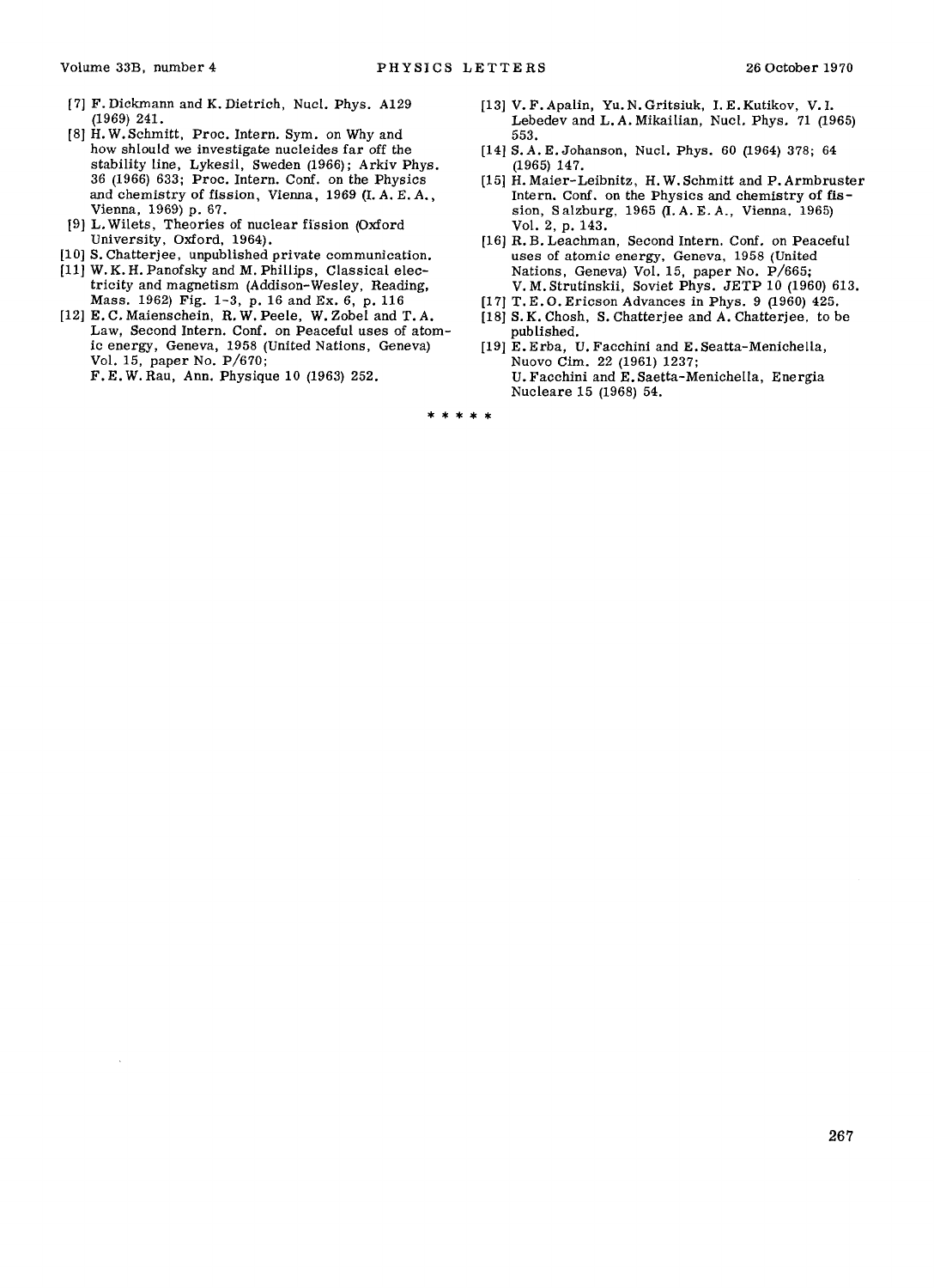[7] F. Dickmann and K. Dietrich, Nucl. Phys. A129 (1969) 241.

[8] H. W. Schmitt, Proc. Intern. Sym. on Why and how shlould we investigate nucleides far off the stability line, Lykesil, Sweden (1966); Arkiv Phys. 36 (1966) 633; Proc. Intern. Conf. on the Physics and chemistry of fission, Vienna, 1969 (I. A. E. A., Vienna, 1969) p. 67.

[9] L. Wilets, Theories of nuclear fission (Oxford University, Oxford, 1964).

[10] S. Chatterjee, unpublished private communication.

[11] W. K. H. Panofsky and M. Phillips, Classical electricity and magnetism (Addison-Wesley, Reading, Mass. 1962) Fig. 1-3, p. 16 and Ex. 6, p. 116

[12] E. C. Maienschein, R. W. Peele, W. Zobel and T. A. Law, Second Intern. Conf. on Peaceful uses of atomic energy, Geneva, 1958 (United Nations, Geneva) Vol. 15, paper No. P/670;
F. E. W. Rau, Ann. Physique 10 (1963) 252.

[13] V. F. Apalin, Yu. N. Gritsiuk, I. E. Kutikov, V. I. Lebedev and L. A. Mikailian, Nucl. Phys. 71 (1965) 553.

[14] S. A. E. Johanson, Nucl. Phys. 60 (1964) 378; 64 (1965) 147.

[15] H. Maier-Leibnitz, H. W. Schmitt and P. Armbruster Intern. Conf. on the Physics and chemistry of fission, Salzburg, 1965 (I. A. E. A., Vienna, 1965) Vol. 2, p. 143.

[16] R. B. Leachman, Second Intern. Conf. on Peaceful uses of atomic energy, Geneva, 1958 (United Nations, Geneva) Vol. 15, paper No. P/665;
V. M. Strutinskii, Soviet Phys. JETP 10 (1960) 613.

[17] T. E. O. Ericson Advances in Phys. 9 (1960) 425.

[18] S. K. Chosh, S. Chatterjee and A. Chatterjee, to be published.

[19] E. Erba, U. Facchini and E. Seatta-Menichella, Nuovo Cim. 22 (1961) 1237;
U. Facchini and E. Saetta-Menichella, Energia Nucleare 15 (1968) 54.

\* \* \* \* \*